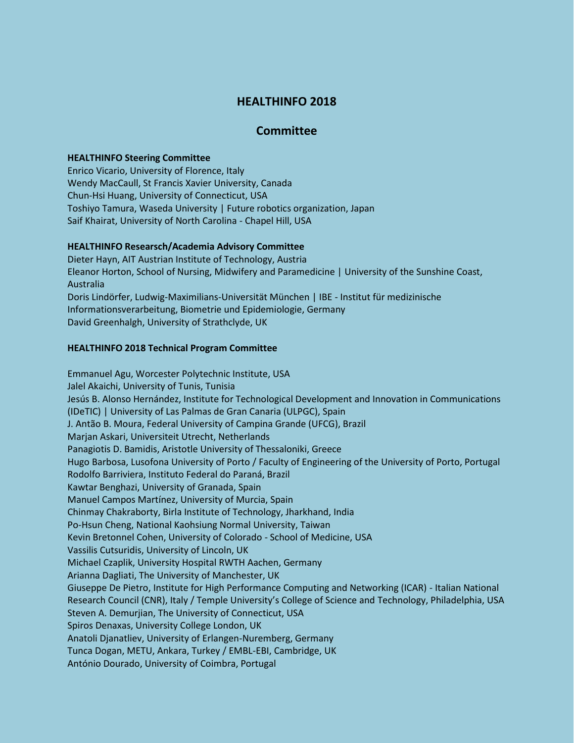# HEALTHINFO 2018

## Committee

**HEALTHINFO Steering Committee**

Enrico Vicario, University of Florence, Italy
Wendy MacCaull, St Francis Xavier University, Canada
Chun-Hsi Huang, University of Connecticut, USA
Toshiyo Tamura, Waseda University | Future robotics organization, Japan
Saif Khairat, University of North Carolina - Chapel Hill, USA

**HEALTHINFO Researsch/Academia Advisory Committee**

Dieter Hayn, AIT Austrian Institute of Technology, Austria
Eleanor Horton, School of Nursing, Midwifery and Paramedicine | University of the Sunshine Coast, Australia
Doris Lindörfer, Ludwig-Maximilians-Universität München | IBE - Institut für medizinische Informationsverarbeitung, Biometrie und Epidemiologie, Germany
David Greenhalgh, University of Strathclyde, UK

**HEALTHINFO 2018 Technical Program Committee**

Emmanuel Agu, Worcester Polytechnic Institute, USA
Jalel Akaichi, University of Tunis, Tunisia
Jesús B. Alonso Hernández, Institute for Technological Development and Innovation in Communications (IDeTIC) | University of Las Palmas de Gran Canaria (ULPGC), Spain
J. Antão B. Moura, Federal University of Campina Grande (UFCG), Brazil
Marjan Askari, Universiteit Utrecht, Netherlands
Panagiotis D. Bamidis, Aristotle University of Thessaloniki, Greece
Hugo Barbosa, Lusofona University of Porto / Faculty of Engineering of the University of Porto, Portugal
Rodolfo Barriviera, Instituto Federal do Paraná, Brazil
Kawtar Benghazi, University of Granada, Spain
Manuel Campos Martínez, University of Murcia, Spain
Chinmay Chakraborty, Birla Institute of Technology, Jharkhand, India
Po-Hsun Cheng, National Kaohsiung Normal University, Taiwan
Kevin Bretonnel Cohen, University of Colorado - School of Medicine, USA
Vassilis Cutsuridis, University of Lincoln, UK
Michael Czaplik, University Hospital RWTH Aachen, Germany
Arianna Dagliati, The University of Manchester, UK
Giuseppe De Pietro, Institute for High Performance Computing and Networking (ICAR) - Italian National Research Council (CNR), Italy / Temple University's College of Science and Technology, Philadelphia, USA
Steven A. Demurjian, The University of Connecticut, USA
Spiros Denaxas, University College London, UK
Anatoli Djanatliev, University of Erlangen-Nuremberg, Germany
Tunca Dogan, METU, Ankara, Turkey / EMBL-EBI, Cambridge, UK
António Dourado, University of Coimbra, Portugal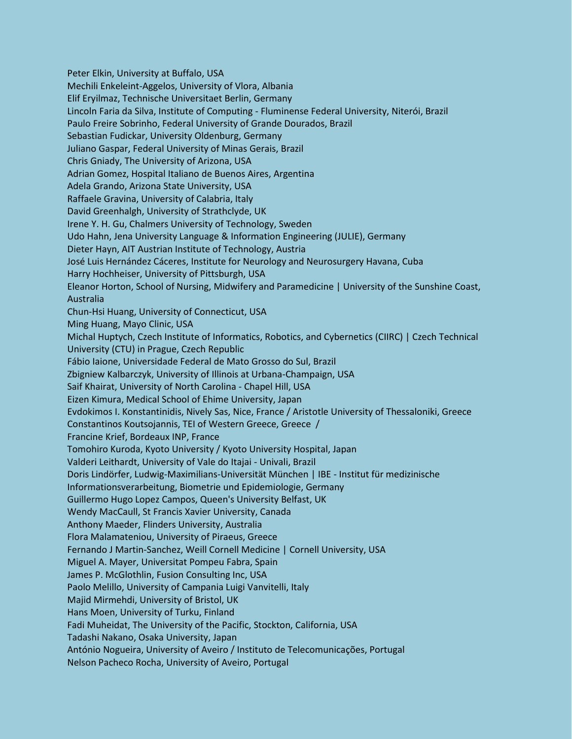Peter Elkin, University at Buffalo, USA
Mechili Enkeleint-Aggelos, University of Vlora, Albania
Elif Eryilmaz, Technische Universitaet Berlin, Germany
Lincoln Faria da Silva, Institute of Computing - Fluminense Federal University, Niterói, Brazil
Paulo Freire Sobrinho, Federal University of Grande Dourados, Brazil
Sebastian Fudickar, University Oldenburg, Germany
Juliano Gaspar, Federal University of Minas Gerais, Brazil
Chris Gniady, The University of Arizona, USA
Adrian Gomez, Hospital Italiano de Buenos Aires, Argentina
Adela Grando, Arizona State University, USA
Raffaele Gravina, University of Calabria, Italy
David Greenhalgh, University of Strathclyde, UK
Irene Y. H. Gu, Chalmers University of Technology, Sweden
Udo Hahn, Jena University Language & Information Engineering (JULIE), Germany
Dieter Hayn, AIT Austrian Institute of Technology, Austria
José Luis Hernández Cáceres, Institute for Neurology and Neurosurgery Havana, Cuba
Harry Hochheiser, University of Pittsburgh, USA
Eleanor Horton, School of Nursing, Midwifery and Paramedicine | University of the Sunshine Coast, Australia
Chun-Hsi Huang, University of Connecticut, USA
Ming Huang, Mayo Clinic, USA
Michal Huptych, Czech Institute of Informatics, Robotics, and Cybernetics (CIIRC) | Czech Technical University (CTU) in Prague, Czech Republic
Fábio Iaione, Universidade Federal de Mato Grosso do Sul, Brazil
Zbigniew Kalbarczyk, University of Illinois at Urbana-Champaign, USA
Saif Khairat, University of North Carolina - Chapel Hill, USA
Eizen Kimura, Medical School of Ehime University, Japan
Evdokimos I. Konstantinidis, Nively Sas, Nice, France / Aristotle University of Thessaloniki, Greece
Constantinos Koutsojannis, TEI of Western Greece, Greece /
Francine Krief, Bordeaux INP, France
Tomohiro Kuroda, Kyoto University / Kyoto University Hospital, Japan
Valderi Leithardt, University of Vale do Itajai - Univali, Brazil
Doris Lindörfer, Ludwig-Maximilians-Universität München | IBE - Institut für medizinische Informationsverarbeitung, Biometrie und Epidemiologie, Germany
Guillermo Hugo Lopez Campos, Queen's University Belfast, UK
Wendy MacCaull, St Francis Xavier University, Canada
Anthony Maeder, Flinders University, Australia
Flora Malamateniou, University of Piraeus, Greece
Fernando J Martin-Sanchez, Weill Cornell Medicine | Cornell University, USA
Miguel A. Mayer, Universitat Pompeu Fabra, Spain
James P. McGlothlin, Fusion Consulting Inc, USA
Paolo Melillo, University of Campania Luigi Vanvitelli, Italy
Majid Mirmehdi, University of Bristol, UK
Hans Moen, University of Turku, Finland
Fadi Muheidat, The University of the Pacific, Stockton, California, USA
Tadashi Nakano, Osaka University, Japan
António Nogueira, University of Aveiro / Instituto de Telecomunicações, Portugal
Nelson Pacheco Rocha, University of Aveiro, Portugal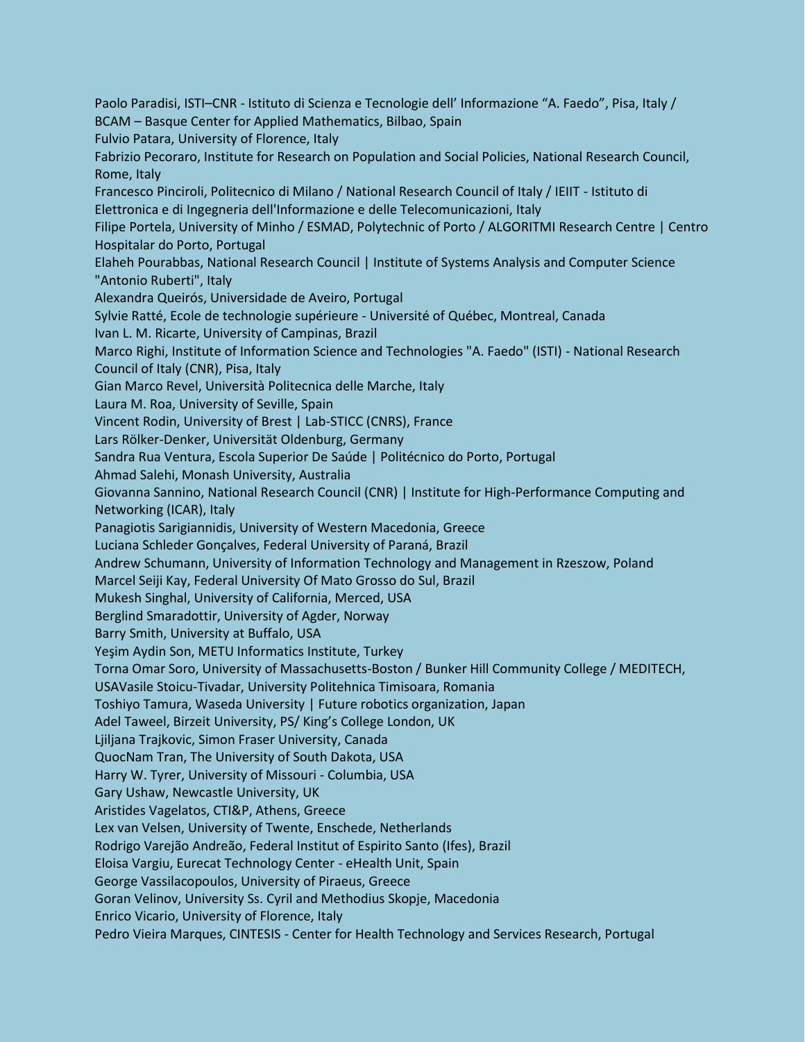Paolo Paradisi, ISTI–CNR - Istituto di Scienza e Tecnologie dell' Informazione "A. Faedo", Pisa, Italy / BCAM – Basque Center for Applied Mathematics, Bilbao, Spain
Fulvio Patara, University of Florence, Italy
Fabrizio Pecoraro, Institute for Research on Population and Social Policies, National Research Council, Rome, Italy
Francesco Pinciroli, Politecnico di Milano / National Research Council of Italy / IEIIT - Istituto di Elettronica e di Ingegneria dell'Informazione e delle Telecomunicazioni, Italy
Filipe Portela, University of Minho / ESMAD, Polytechnic of Porto / ALGORITMI Research Centre | Centro Hospitalar do Porto, Portugal
Elaheh Pourabbas, National Research Council | Institute of Systems Analysis and Computer Science "Antonio Ruberti", Italy
Alexandra Queirós, Universidade de Aveiro, Portugal
Sylvie Ratté, Ecole de technologie supérieure - Université of Québec, Montreal, Canada
Ivan L. M. Ricarte, University of Campinas, Brazil
Marco Righi, Institute of Information Science and Technologies "A. Faedo" (ISTI) - National Research Council of Italy (CNR), Pisa, Italy
Gian Marco Revel, Università Politecnica delle Marche, Italy
Laura M. Roa, University of Seville, Spain
Vincent Rodin, University of Brest | Lab-STICC (CNRS), France
Lars Rölker-Denker, Universität Oldenburg, Germany
Sandra Rua Ventura, Escola Superior De Saúde | Politécnico do Porto, Portugal
Ahmad Salehi, Monash University, Australia
Giovanna Sannino, National Research Council (CNR) | Institute for High-Performance Computing and Networking (ICAR), Italy
Panagiotis Sarigiannidis, University of Western Macedonia, Greece
Luciana Schleder Gonçalves, Federal University of Paraná, Brazil
Andrew Schumann, University of Information Technology and Management in Rzeszow, Poland
Marcel Seiji Kay, Federal University Of Mato Grosso do Sul, Brazil
Mukesh Singhal, University of California, Merced, USA
Berglind Smaradottir, University of Agder, Norway
Barry Smith, University at Buffalo, USA
Yeşim Aydin Son, METU Informatics Institute, Turkey
Torna Omar Soro, University of Massachusetts-Boston / Bunker Hill Community College / MEDITECH, USAVasile Stoicu-Tivadar, University Politehnica Timisoara, Romania
Toshiyo Tamura, Waseda University | Future robotics organization, Japan
Adel Taweel, Birzeit University, PS/ King's College London, UK
Ljiljana Trajkovic, Simon Fraser University, Canada
QuocNam Tran, The University of South Dakota, USA
Harry W. Tyrer, University of Missouri - Columbia, USA
Gary Ushaw, Newcastle University, UK
Aristides Vagelatos, CTI&P, Athens, Greece
Lex van Velsen, University of Twente, Enschede, Netherlands
Rodrigo Varejão Andreão, Federal Institut of Espirito Santo (Ifes), Brazil
Eloisa Vargiu, Eurecat Technology Center - eHealth Unit, Spain
George Vassilacopoulos, University of Piraeus, Greece
Goran Velinov, University Ss. Cyril and Methodius Skopje, Macedonia
Enrico Vicario, University of Florence, Italy
Pedro Vieira Marques, CINTESIS - Center for Health Technology and Services Research, Portugal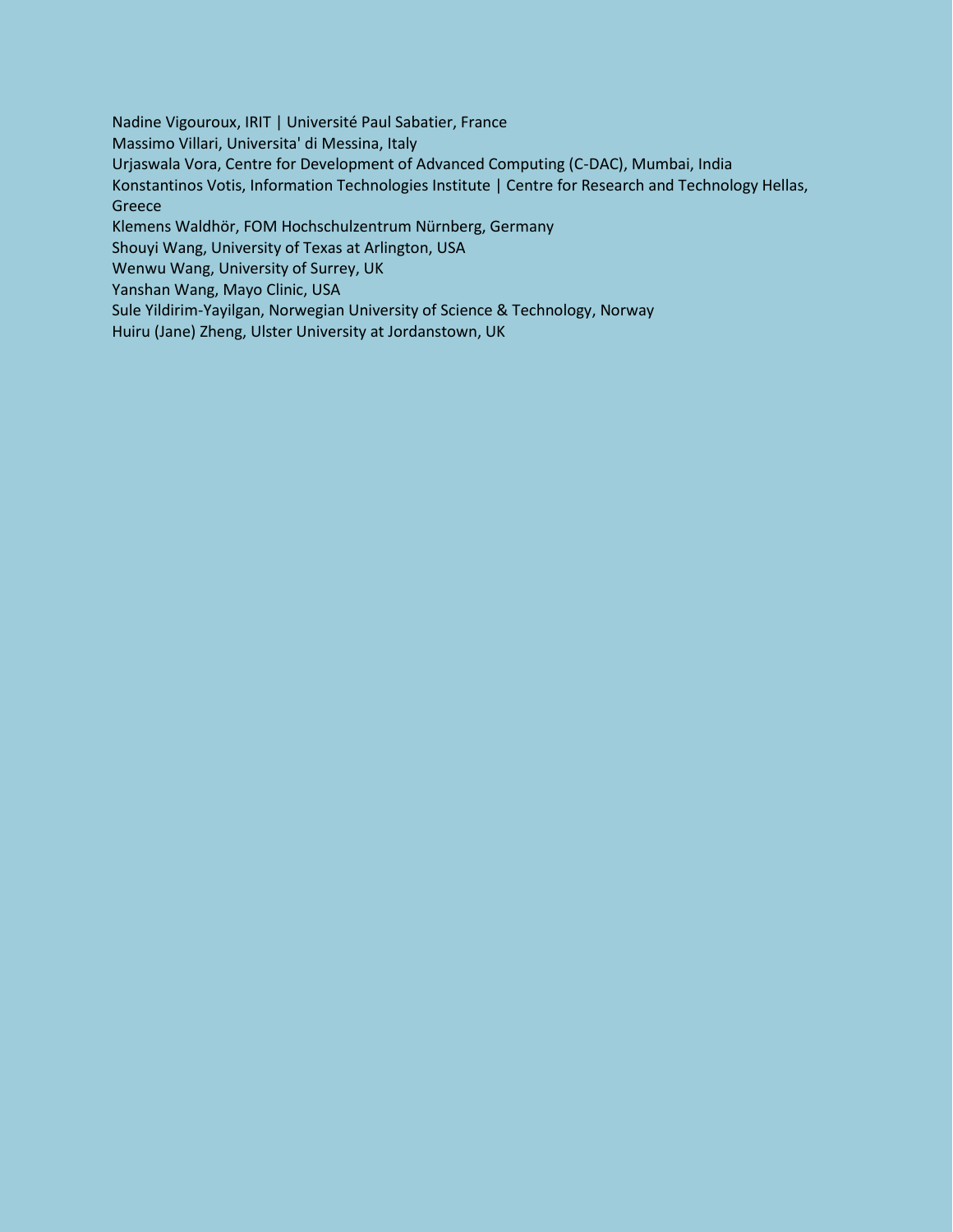Nadine Vigouroux, IRIT | Université Paul Sabatier, France
Massimo Villari, Universita' di Messina, Italy
Urjaswala Vora, Centre for Development of Advanced Computing (C-DAC), Mumbai, India
Konstantinos Votis, Information Technologies Institute | Centre for Research and Technology Hellas, Greece
Klemens Waldhör, FOM Hochschulzentrum Nürnberg, Germany
Shouyi Wang, University of Texas at Arlington, USA
Wenwu Wang, University of Surrey, UK
Yanshan Wang, Mayo Clinic, USA
Sule Yildirim-Yayilgan, Norwegian University of Science & Technology, Norway
Huiru (Jane) Zheng, Ulster University at Jordanstown, UK